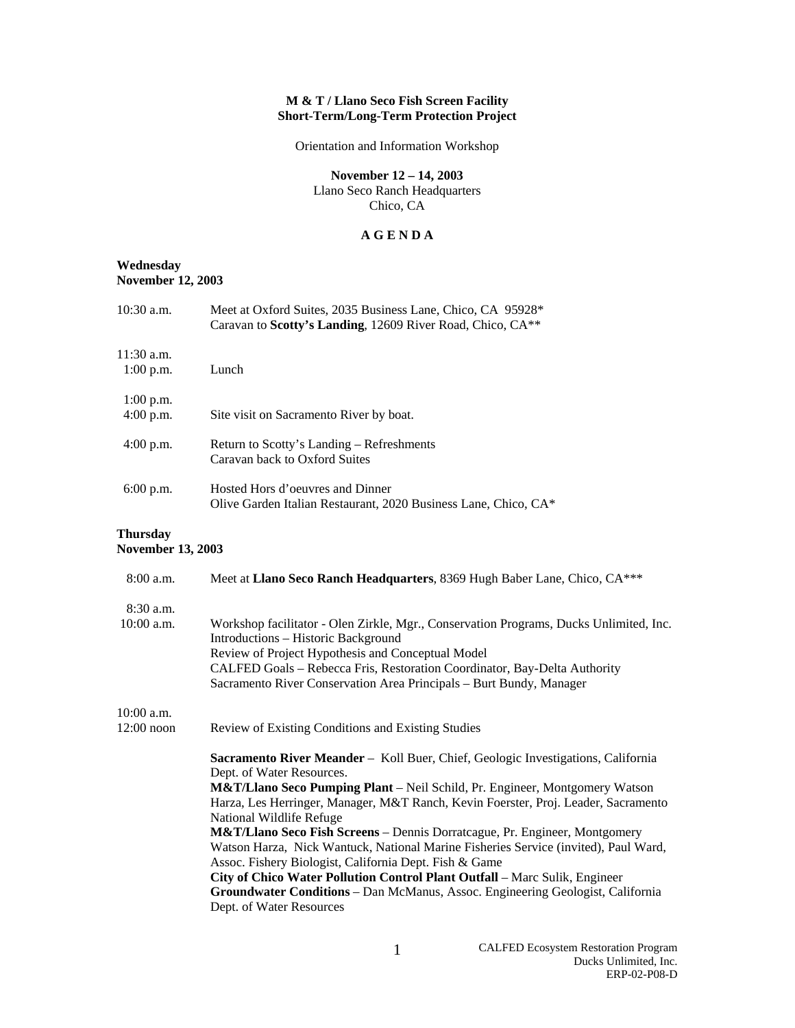**M & T / Llano Seco Fish Screen Facility**
**Short-Term/Long-Term Protection Project**

Orientation and Information Workshop

**November 12 – 14, 2003**
Llano Seco Ranch Headquarters
Chico, CA

**A G E N D A**

**Wednesday**
**November 12, 2003**

| | |
|---|---|
| 10:30 a.m. | Meet at Oxford Suites, 2035 Business Lane, Chico, CA 95928* <br> Caravan to **Scotty's Landing**, 12609 River Road, Chico, CA** |
| 11:30 a.m. <br> 1:00 p.m. | Lunch |
| 1:00 p.m. <br> 4:00 p.m. | Site visit on Sacramento River by boat. |
| 4:00 p.m. | Return to Scotty's Landing – Refreshments <br> Caravan back to Oxford Suites |
| 6:00 p.m. | Hosted Hors d'oeuvres and Dinner <br> Olive Garden Italian Restaurant, 2020 Business Lane, Chico, CA* |

**Thursday**
**November 13, 2003**

| | |
|---|---|
| 8:00 a.m. | Meet at **Llano Seco Ranch Headquarters**, 8369 Hugh Baber Lane, Chico, CA*** |
| 8:30 a.m. <br> 10:00 a.m. | Workshop facilitator - Olen Zirkle, Mgr., Conservation Programs, Ducks Unlimited, Inc. <br> Introductions – Historic Background <br> Review of Project Hypothesis and Conceptual Model <br> CALFED Goals – Rebecca Fris, Restoration Coordinator, Bay-Delta Authority <br> Sacramento River Conservation Area Principals – Burt Bundy, Manager |
| 10:00 a.m. <br> 12:00 noon | Review of Existing Conditions and Existing Studies |
| | **Sacramento River Meander** – Koll Buer, Chief, Geologic Investigations, California Dept. of Water Resources. <br> **M&T/Llano Seco Pumping Plant** – Neil Schild, Pr. Engineer, Montgomery Watson Harza, Les Herringer, Manager, M&T Ranch, Kevin Foerster, Proj. Leader, Sacramento National Wildlife Refuge <br> **M&T/Llano Seco Fish Screens** – Dennis Dorratcague, Pr. Engineer, Montgomery Watson Harza, Nick Wantuck, National Marine Fisheries Service (invited), Paul Ward, Assoc. Fishery Biologist, California Dept. Fish & Game <br> **City of Chico Water Pollution Control Plant Outfall** – Marc Sulik, Engineer <br> **Groundwater Conditions** – Dan McManus, Assoc. Engineering Geologist, California Dept. of Water Resources |

CALFED Ecosystem Restoration Program
Ducks Unlimited, Inc.
ERP-02-P08-D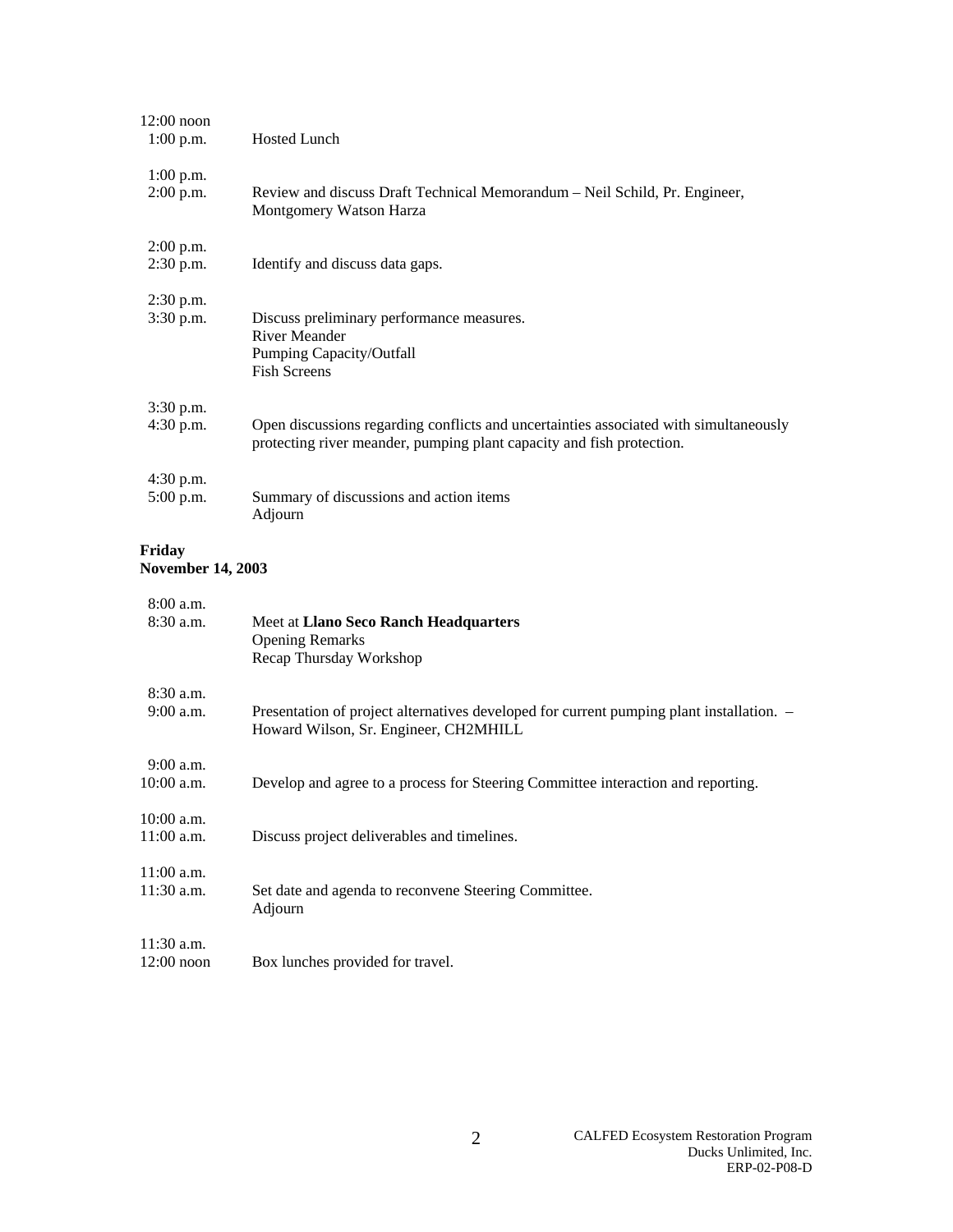| | |
|---|---|
| 12:00 noon<br>1:00 p.m. | Hosted Lunch |
| 1:00 p.m.<br>2:00 p.m. | Review and discuss Draft Technical Memorandum – Neil Schild, Pr. Engineer, Montgomery Watson Harza |
| 2:00 p.m.<br>2:30 p.m. | Identify and discuss data gaps. |
| 2:30 p.m.<br>3:30 p.m. | Discuss preliminary performance measures.<br>River Meander<br>Pumping Capacity/Outfall<br>Fish Screens |
| 3:30 p.m.<br>4:30 p.m. | Open discussions regarding conflicts and uncertainties associated with simultaneously protecting river meander, pumping plant capacity and fish protection. |
| 4:30 p.m.<br>5:00 p.m. | Summary of discussions and action items<br>Adjourn |

**Friday**
**November 14, 2003**

| | |
|---|---|
| 8:00 a.m.<br>8:30 a.m. | Meet at **Llano Seco Ranch Headquarters**<br>Opening Remarks<br>Recap Thursday Workshop |
| 8:30 a.m.<br>9:00 a.m. | Presentation of project alternatives developed for current pumping plant installation. – Howard Wilson, Sr. Engineer, CH2MHILL |
| 9:00 a.m.<br>10:00 a.m. | Develop and agree to a process for Steering Committee interaction and reporting. |
| 10:00 a.m.<br>11:00 a.m. | Discuss project deliverables and timelines. |
| 11:00 a.m.<br>11:30 a.m. | Set date and agenda to reconvene Steering Committee.<br>Adjourn |
| 11:30 a.m.<br>12:00 noon | Box lunches provided for travel. |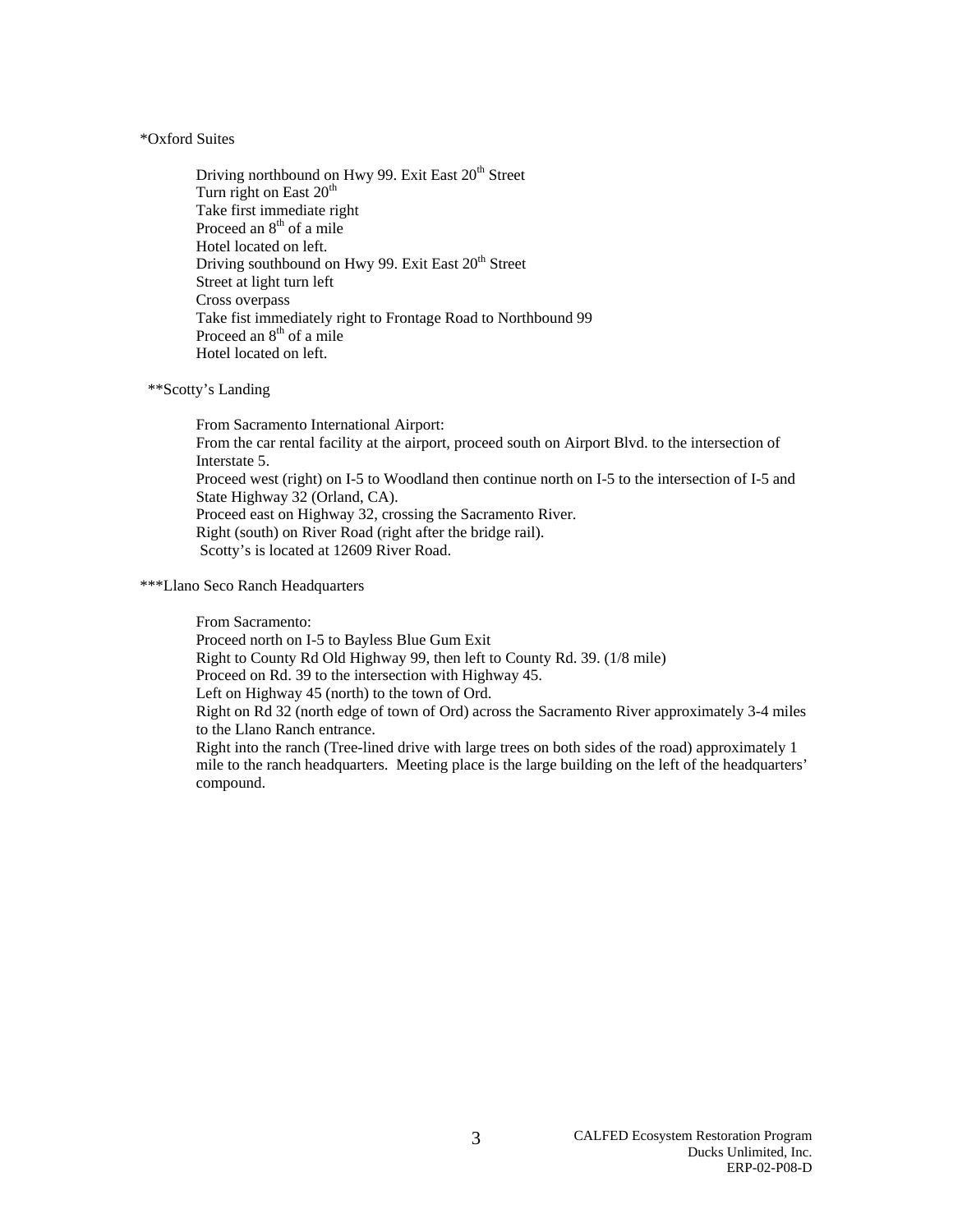*Oxford Suites

Driving northbound on Hwy 99. Exit East 20th Street
Turn right on East 20th
Take first immediate right
Proceed an 8th of a mile
Hotel located on left.
Driving southbound on Hwy 99. Exit East 20th Street
Street at light turn left
Cross overpass
Take fist immediately right to Frontage Road to Northbound 99
Proceed an 8th of a mile
Hotel located on left.

**Scotty's Landing

From Sacramento International Airport:
From the car rental facility at the airport, proceed south on Airport Blvd. to the intersection of Interstate 5.
Proceed west (right) on I-5 to Woodland then continue north on I-5 to the intersection of I-5 and State Highway 32 (Orland, CA).
Proceed east on Highway 32, crossing the Sacramento River.
Right (south) on River Road (right after the bridge rail).
Scotty's is located at 12609 River Road.

***Llano Seco Ranch Headquarters

From Sacramento:
Proceed north on I-5 to Bayless Blue Gum Exit
Right to County Rd Old Highway 99, then left to County Rd. 39. (1/8 mile)
Proceed on Rd. 39 to the intersection with Highway 45.
Left on Highway 45 (north) to the town of Ord.
Right on Rd 32 (north edge of town of Ord) across the Sacramento River approximately 3-4 miles to the Llano Ranch entrance.
Right into the ranch (Tree-lined drive with large trees on both sides of the road) approximately 1 mile to the ranch headquarters. Meeting place is the large building on the left of the headquarters' compound.